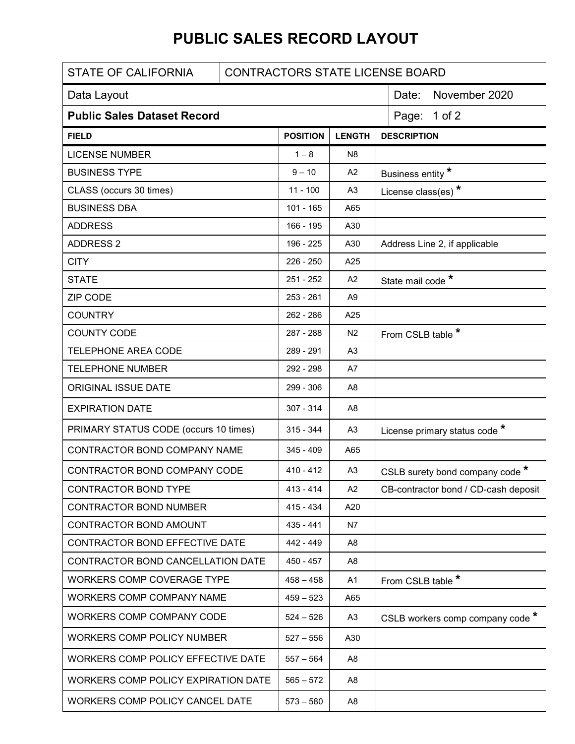# PUBLIC SALES RECORD LAYOUT

| STATE OF CALIFORNIA | CONTRACTORS STATE LICENSE BOARD | | |
|---|---|---|---|
| Data Layout | | | Date: November 2020 |
| **Public Sales Dataset Record** | | | Page: 1 of 2 |

| FIELD | POSITION | LENGTH | DESCRIPTION |
|---|---|---|---|
| LICENSE NUMBER | 1 – 8 | N8 | |
| BUSINESS TYPE | 9 – 10 | A2 | Business entity * |
| CLASS (occurs 30 times) | 11 - 100 | A3 | License class(es) * |
| BUSINESS DBA | 101 - 165 | A65 | |
| ADDRESS | 166 - 195 | A30 | |
| ADDRESS 2 | 196 - 225 | A30 | Address Line 2, if applicable |
| CITY | 226 - 250 | A25 | |
| STATE | 251 - 252 | A2 | State mail code * |
| ZIP CODE | 253 - 261 | A9 | |
| COUNTRY | 262 - 286 | A25 | |
| COUNTY CODE | 287 - 288 | N2 | From CSLB table * |
| TELEPHONE AREA CODE | 289 - 291 | A3 | |
| TELEPHONE NUMBER | 292 - 298 | A7 | |
| ORIGINAL ISSUE DATE | 299 - 306 | A8 | |
| EXPIRATION DATE | 307 - 314 | A8 | |
| PRIMARY STATUS CODE (occurs 10 times) | 315 - 344 | A3 | License primary status code * |
| CONTRACTOR BOND COMPANY NAME | 345 - 409 | A65 | |
| CONTRACTOR BOND COMPANY CODE | 410 - 412 | A3 | CSLB surety bond company code * |
| CONTRACTOR BOND TYPE | 413 - 414 | A2 | CB-contractor bond / CD-cash deposit |
| CONTRACTOR BOND NUMBER | 415 - 434 | A20 | |
| CONTRACTOR BOND AMOUNT | 435 - 441 | N7 | |
| CONTRACTOR BOND EFFECTIVE DATE | 442 - 449 | A8 | |
| CONTRACTOR BOND CANCELLATION DATE | 450 - 457 | A8 | |
| WORKERS COMP COVERAGE TYPE | 458 – 458 | A1 | From CSLB table * |
| WORKERS COMP COMPANY NAME | 459 – 523 | A65 | |
| WORKERS COMP COMPANY CODE | 524 – 526 | A3 | CSLB workers comp company code * |
| WORKERS COMP POLICY NUMBER | 527 – 556 | A30 | |
| WORKERS COMP POLICY EFFECTIVE DATE | 557 – 564 | A8 | |
| WORKERS COMP POLICY EXPIRATION DATE | 565 – 572 | A8 | |
| WORKERS COMP POLICY CANCEL DATE | 573 – 580 | A8 | |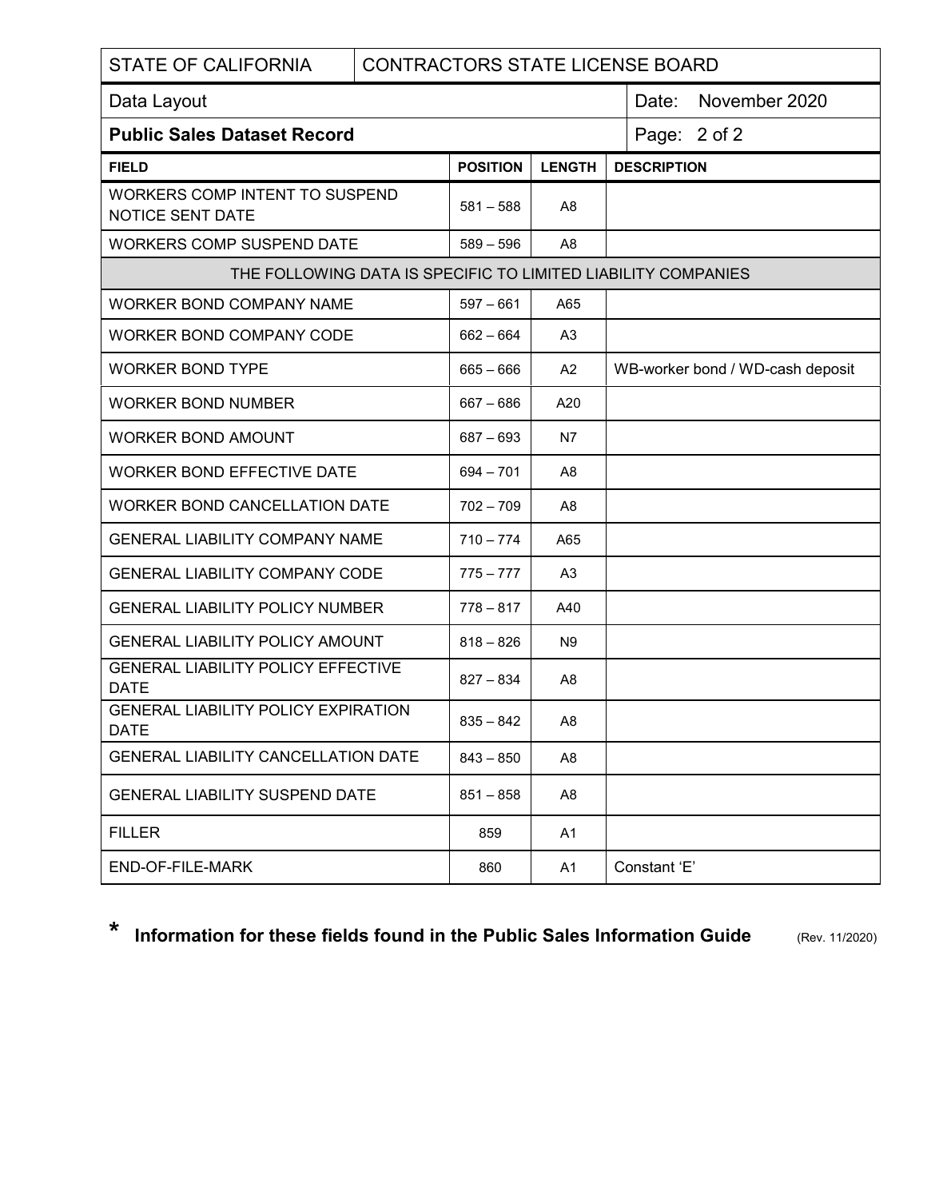| STATE OF CALIFORNIA | CONTRACTORS STATE LICENSE BOARD | | |
|---|---|---|---|
| Data Layout | | | Date: November 2020 |
| **Public Sales Dataset Record** | | | Page: 2 of 2 |

| FIELD | POSITION | LENGTH | DESCRIPTION |
|---|---|---|---|
| WORKERS COMP INTENT TO SUSPEND NOTICE SENT DATE | 581 – 588 | A8 | |
| WORKERS COMP SUSPEND DATE | 589 – 596 | A8 | |
| THE FOLLOWING DATA IS SPECIFIC TO LIMITED LIABILITY COMPANIES | | | |
| WORKER BOND COMPANY NAME | 597 – 661 | A65 | |
| WORKER BOND COMPANY CODE | 662 – 664 | A3 | |
| WORKER BOND TYPE | 665 – 666 | A2 | WB-worker bond / WD-cash deposit |
| WORKER BOND NUMBER | 667 – 686 | A20 | |
| WORKER BOND AMOUNT | 687 – 693 | N7 | |
| WORKER BOND EFFECTIVE DATE | 694 – 701 | A8 | |
| WORKER BOND CANCELLATION DATE | 702 – 709 | A8 | |
| GENERAL LIABILITY COMPANY NAME | 710 – 774 | A65 | |
| GENERAL LIABILITY COMPANY CODE | 775 – 777 | A3 | |
| GENERAL LIABILITY POLICY NUMBER | 778 – 817 | A40 | |
| GENERAL LIABILITY POLICY AMOUNT | 818 – 826 | N9 | |
| GENERAL LIABILITY POLICY EFFECTIVE DATE | 827 – 834 | A8 | |
| GENERAL LIABILITY POLICY EXPIRATION DATE | 835 – 842 | A8 | |
| GENERAL LIABILITY CANCELLATION DATE | 843 – 850 | A8 | |
| GENERAL LIABILITY SUSPEND DATE | 851 – 858 | A8 | |
| FILLER | 859 | A1 | |
| END-OF-FILE-MARK | 860 | A1 | Constant ‘E’ |

**\* Information for these fields found in the Public Sales Information Guide** (Rev. 11/2020)